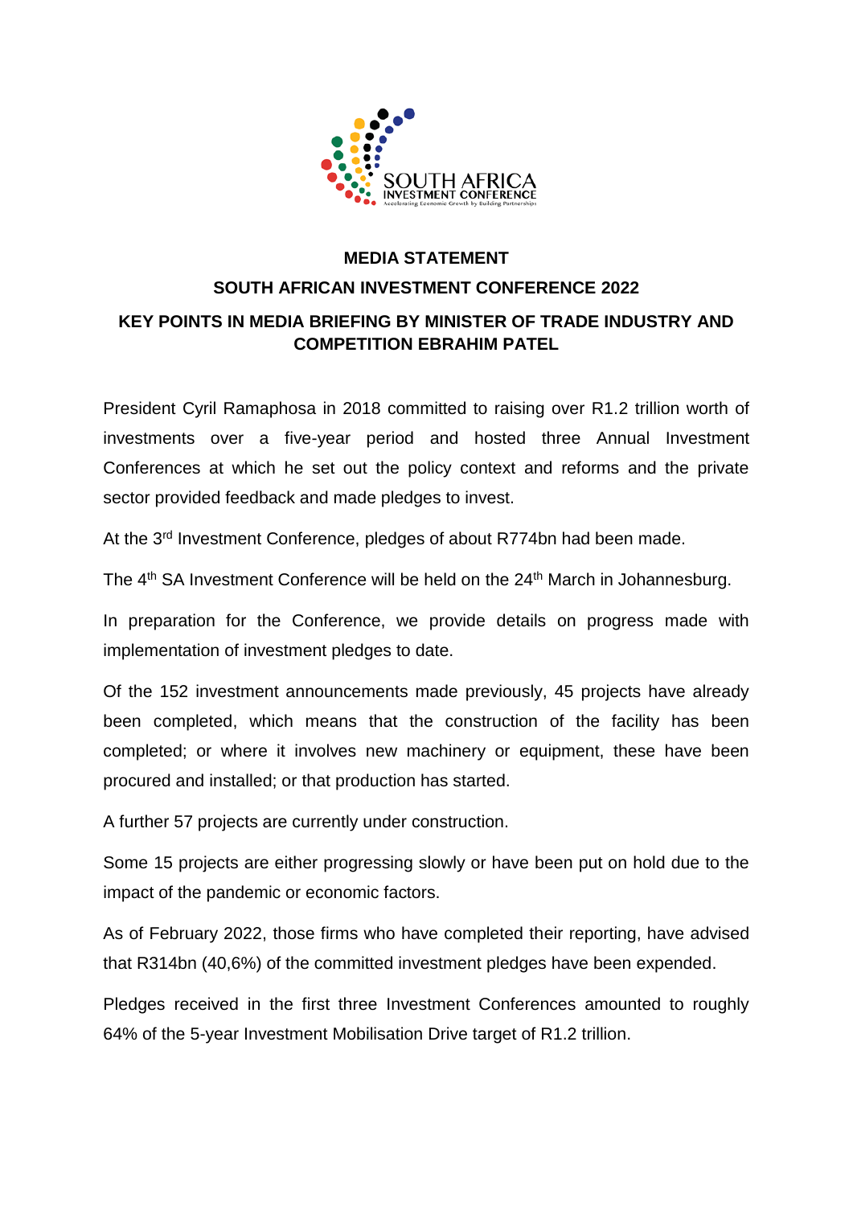**MEDIA STATEMENT**

**SOUTH AFRICAN INVESTMENT CONFERENCE 2022**

**KEY POINTS IN MEDIA BRIEFING BY MINISTER OF TRADE INDUSTRY AND COMPETITION EBRAHIM PATEL**

President Cyril Ramaphosa in 2018 committed to raising over R1.2 trillion worth of investments over a five-year period and hosted three Annual Investment Conferences at which he set out the policy context and reforms and the private sector provided feedback and made pledges to invest.

At the 3rd Investment Conference, pledges of about R774bn had been made.

The 4th SA Investment Conference will be held on the 24th March in Johannesburg.

In preparation for the Conference, we provide details on progress made with implementation of investment pledges to date.

Of the 152 investment announcements made previously, 45 projects have already been completed, which means that the construction of the facility has been completed; or where it involves new machinery or equipment, these have been procured and installed; or that production has started.

A further 57 projects are currently under construction.

Some 15 projects are either progressing slowly or have been put on hold due to the impact of the pandemic or economic factors.

As of February 2022, those firms who have completed their reporting, have advised that R314bn (40,6%) of the committed investment pledges have been expended.

Pledges received in the first three Investment Conferences amounted to roughly 64% of the 5-year Investment Mobilisation Drive target of R1.2 trillion.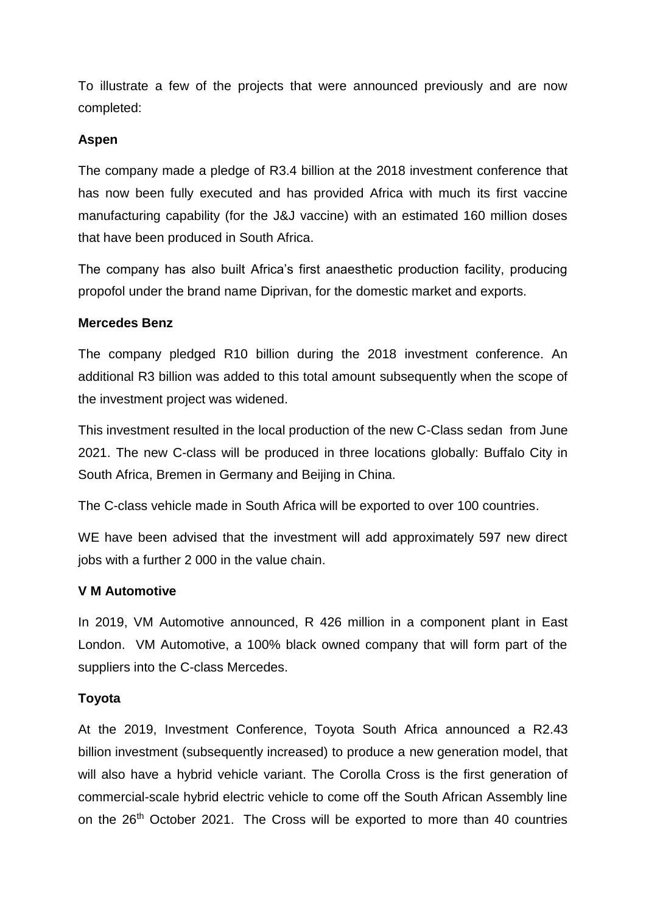To illustrate a few of the projects that were announced previously and are now completed:

**Aspen**

The company made a pledge of R3.4 billion at the 2018 investment conference that has now been fully executed and has provided Africa with much its first vaccine manufacturing capability (for the J&J vaccine) with an estimated 160 million doses that have been produced in South Africa.

The company has also built Africa's first anaesthetic production facility, producing propofol under the brand name Diprivan, for the domestic market and exports.

**Mercedes Benz**

The company pledged R10 billion during the 2018 investment conference. An additional R3 billion was added to this total amount subsequently when the scope of the investment project was widened.

This investment resulted in the local production of the new C-Class sedan from June 2021. The new C-class will be produced in three locations globally: Buffalo City in South Africa, Bremen in Germany and Beijing in China.

The C-class vehicle made in South Africa will be exported to over 100 countries.

WE have been advised that the investment will add approximately 597 new direct jobs with a further 2 000 in the value chain.

**V M Automotive**

In 2019, VM Automotive announced, R 426 million in a component plant in East London. VM Automotive, a 100% black owned company that will form part of the suppliers into the C-class Mercedes.

**Toyota**

At the 2019, Investment Conference, Toyota South Africa announced a R2.43 billion investment (subsequently increased) to produce a new generation model, that will also have a hybrid vehicle variant. The Corolla Cross is the first generation of commercial-scale hybrid electric vehicle to come off the South African Assembly line on the 26th October 2021. The Cross will be exported to more than 40 countries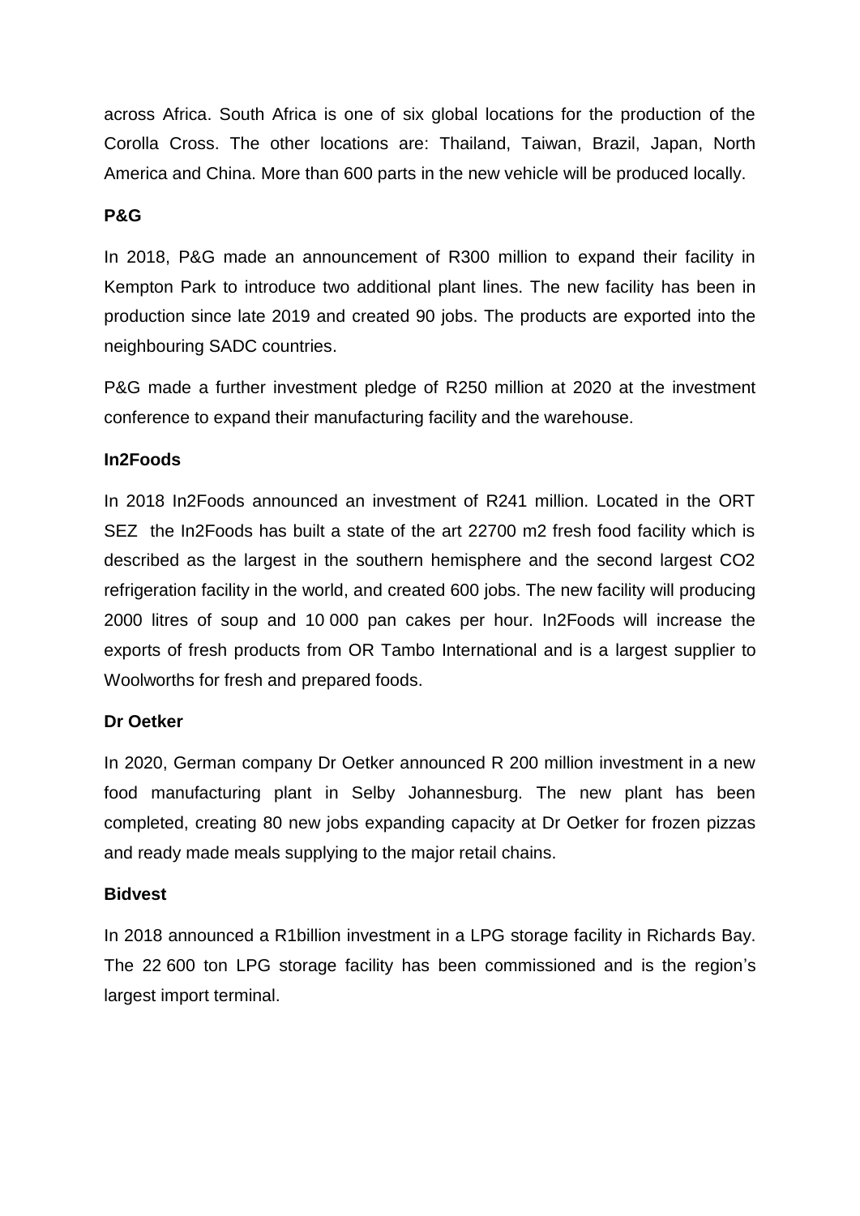across Africa. South Africa is one of six global locations for the production of the Corolla Cross. The other locations are: Thailand, Taiwan, Brazil, Japan, North America and China. More than 600 parts in the new vehicle will be produced locally.

**P&G**

In 2018, P&G made an announcement of R300 million to expand their facility in Kempton Park to introduce two additional plant lines. The new facility has been in production since late 2019 and created 90 jobs. The products are exported into the neighbouring SADC countries.

P&G made a further investment pledge of R250 million at 2020 at the investment conference to expand their manufacturing facility and the warehouse.

**In2Foods**

In 2018 In2Foods announced an investment of R241 million. Located in the ORT SEZ the In2Foods has built a state of the art 22700 m2 fresh food facility which is described as the largest in the southern hemisphere and the second largest CO2 refrigeration facility in the world, and created 600 jobs. The new facility will producing 2000 litres of soup and 10 000 pan cakes per hour. In2Foods will increase the exports of fresh products from OR Tambo International and is a largest supplier to Woolworths for fresh and prepared foods.

**Dr Oetker**

In 2020, German company Dr Oetker announced R 200 million investment in a new food manufacturing plant in Selby Johannesburg. The new plant has been completed, creating 80 new jobs expanding capacity at Dr Oetker for frozen pizzas and ready made meals supplying to the major retail chains.

**Bidvest**

In 2018 announced a R1billion investment in a LPG storage facility in Richards Bay. The 22 600 ton LPG storage facility has been commissioned and is the region's largest import terminal.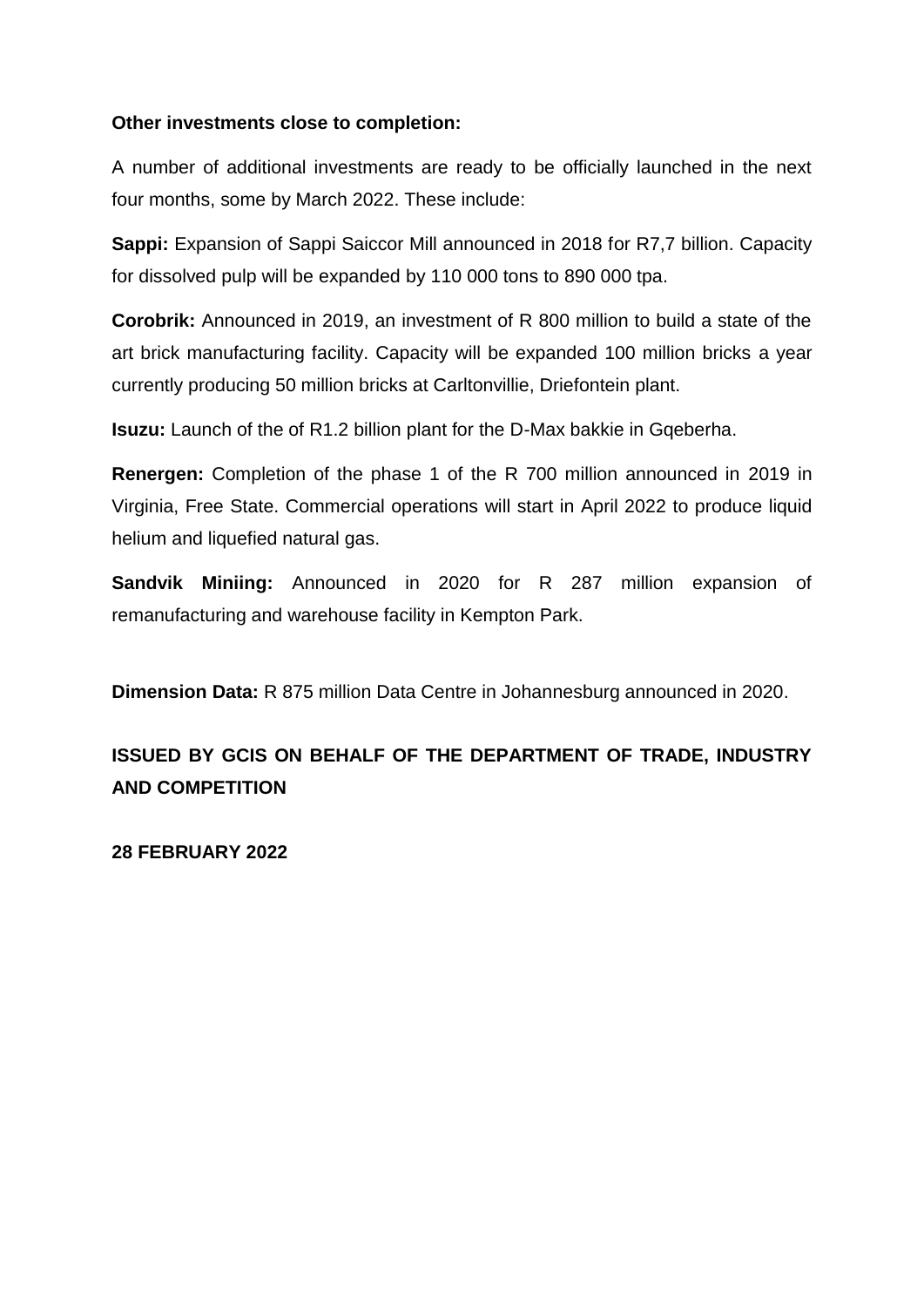**Other investments close to completion:**

A number of additional investments are ready to be officially launched in the next four months, some by March 2022. These include:

**Sappi:** Expansion of Sappi Saiccor Mill announced in 2018 for R7,7 billion. Capacity for dissolved pulp will be expanded by 110 000 tons to 890 000 tpa.

**Corobrik:** Announced in 2019, an investment of R 800 million to build a state of the art brick manufacturing facility. Capacity will be expanded 100 million bricks a year currently producing 50 million bricks at Carltonvillie, Driefontein plant.

**Isuzu:** Launch of the of R1.2 billion plant for the D-Max bakkie in Gqeberha.

**Renergen:** Completion of the phase 1 of the R 700 million announced in 2019 in Virginia, Free State. Commercial operations will start in April 2022 to produce liquid helium and liquefied natural gas.

**Sandvik Miniing:** Announced in 2020 for R 287 million expansion of remanufacturing and warehouse facility in Kempton Park.

**Dimension Data:** R 875 million Data Centre in Johannesburg announced in 2020.

**ISSUED BY GCIS ON BEHALF OF THE DEPARTMENT OF TRADE, INDUSTRY AND COMPETITION**

**28 FEBRUARY 2022**